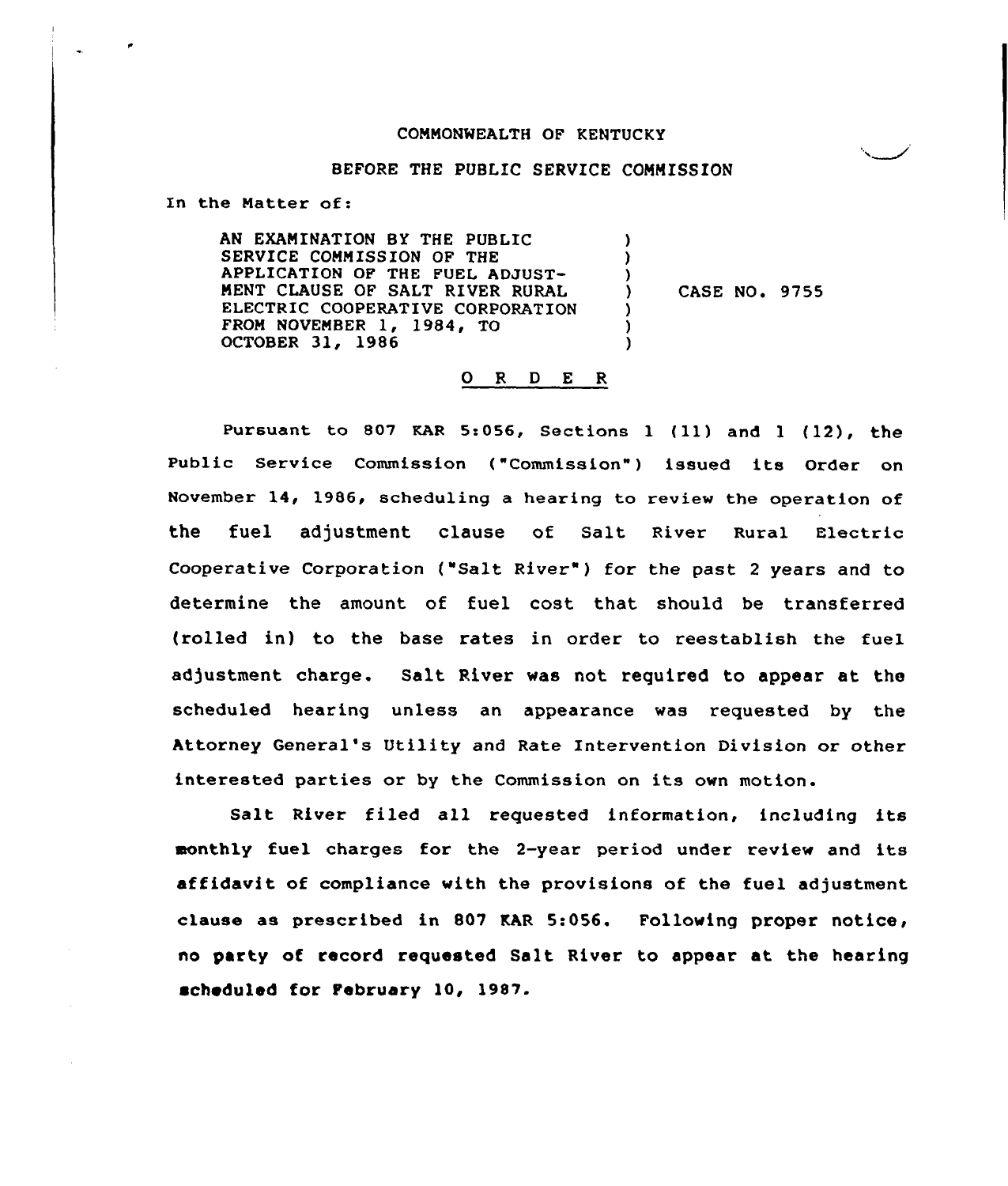COMMONWEALTH OF KENTUCKY

BEFORE THE PUBLIC SERVICE COMMISSION

In the Matter of:

AN EXAMINATION BY THE PUBLIC SERVICE COMMISSION OF THE APPLICATION OF THE FUEL ADJUSTMENT CLAUSE OF SALT RIVER RURAL ELECTRIC COOPERATIVE CORPORATION FROM NOVEMBER 1, 1984, TO OCTOBER 31, 1986 ) CASE NO. 9755

O R D E R

Pursuant to 807 KAR 5:056, Sections 1 (11) and 1 (12), the Public Service Commission ("Commission") issued its Order on November 14, 1986, scheduling a hearing to review the operation of the fuel adjustment clause of Salt River Rural Electric Cooperative Corporation ("Salt River") for the past 2 years and to determine the amount of fuel cost that should be transferred (rolled in) to the base rates in order to reestablish the fuel adjustment charge. Salt River was not required to appear at the scheduled hearing unless an appearance was requested by the Attorney General's Utility and Rate Intervention Division or other interested parties or by the Commission on its own motion.

Salt River filed all requested information, including its monthly fuel charges for the 2-year period under review and its affidavit of compliance with the provisions of the fuel adjustment clause as prescribed in 807 KAR 5:056. Following proper notice, no party of record requested Salt River to appear at the hearing scheduled for February 10, 1987.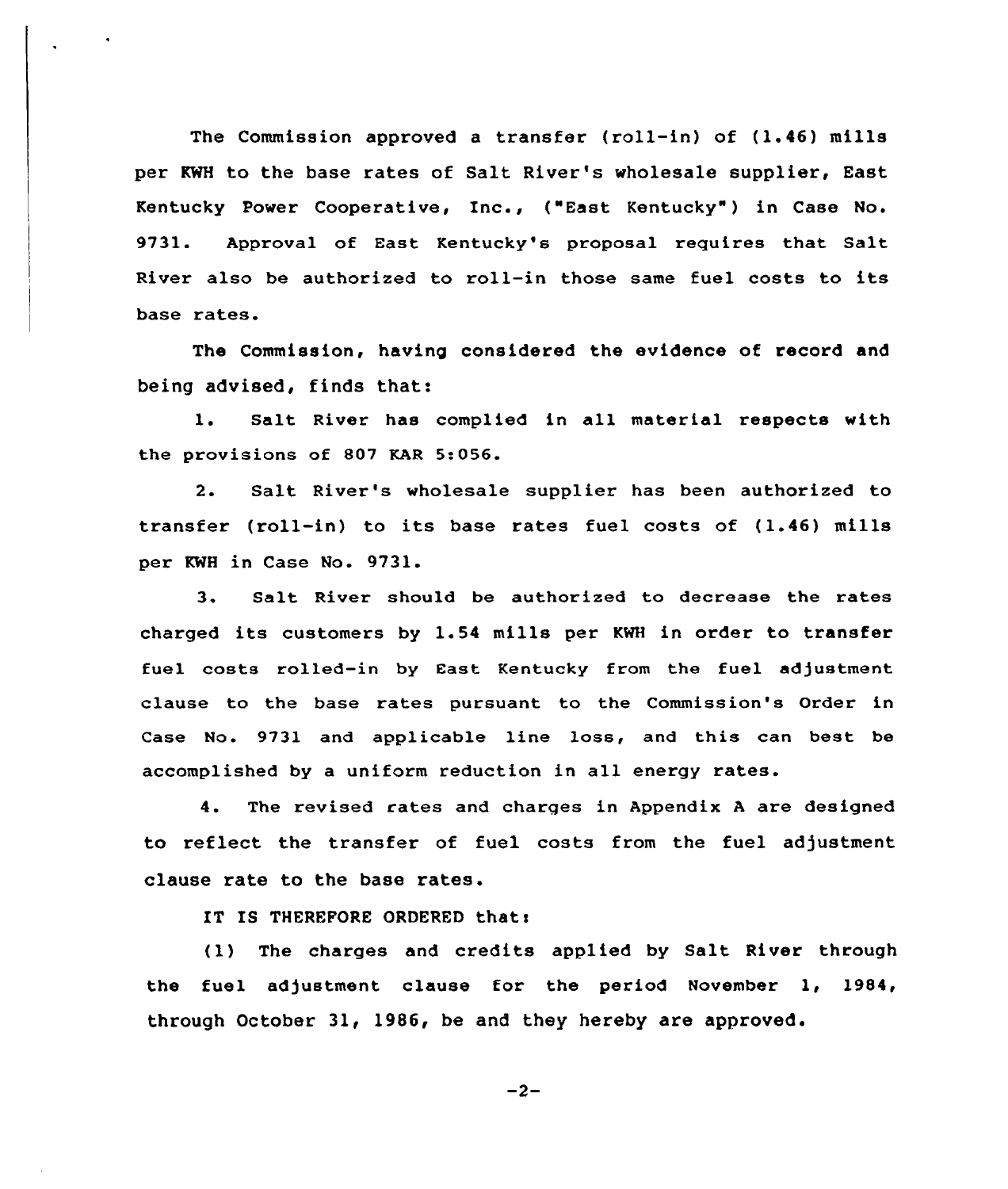The Commission approved a transfer (roll-in) of (1.46) mills per KWH to the base rates of Salt River's wholesale supplier, East Kentucky Power Cooperative, Inc., ("East Kentucky") in Case No. 9731. Approval of East Kentucky's proposal requires that Salt River also be authorized to roll-in those same fuel costs to its base rates.

The Commission, having considered the evidence of record and being advised, finds that:

1. Salt River has complied in all material respects with the provisions of 807 KAR 5:056.

2. Salt River's wholesale supplier has been authorized to transfer (roll-in) to its base rates fuel costs of (1.46) mills per KWH in Case No. 9731.

3. Salt River should be authorized to decrease the rates charged its customers by 1.54 mills per KWH in order to transfer fuel costs rolled-in by East Kentucky from the fuel adjustment clause to the base rates pursuant to the Commission's Order in Case No. 9731 and applicable line loss, and this can best be accomplished by a uniform reduction in all energy rates.

4. The revised rates and charges in Appendix A are designed to reflect the transfer of fuel costs from the fuel adjustment clause rate to the base rates.

IT IS THEREFORE ORDERED that:

(1) The charges and credits applied by Salt River through the fuel adjustment clause for the period November 1, 1984, through October 31, 1986, be and they hereby are approved.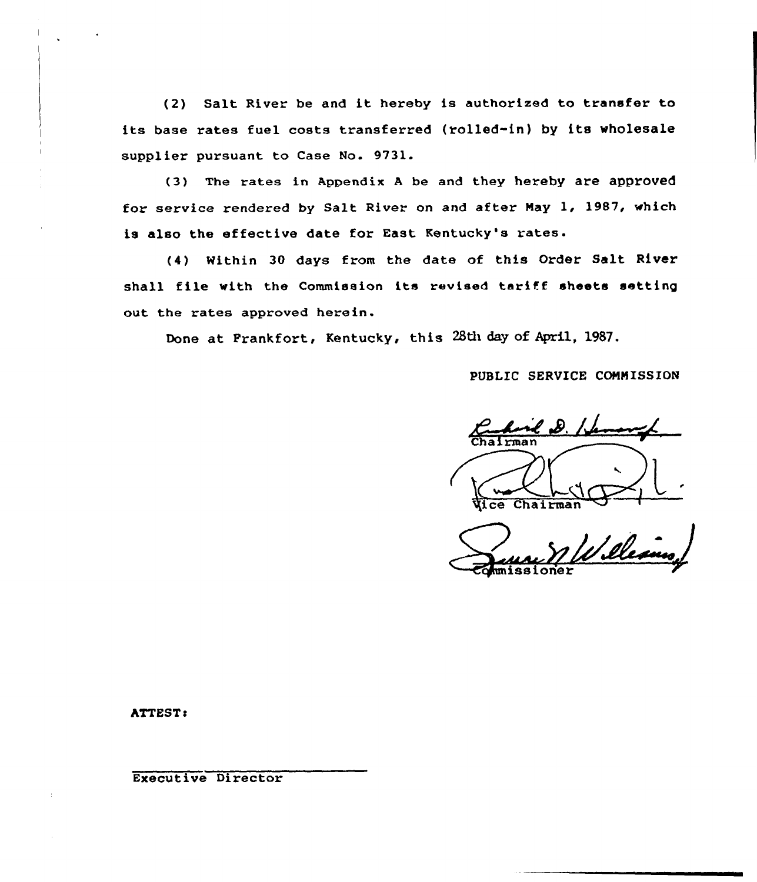(2) Salt River be and it hereby is authorized to transfer to its base rates fuel costs transferred (rolled-in) by its wholesale supplier pursuant to Case No. 9731.

(3) The rates in Appendix A be and they hereby are approved for service rendered by Salt River on and after May 1, 1987, which is also the effective date for East Kentucky's rates.

(4) Within 30 days from the date of this Order Salt River shall file with the Commission its revised tariff sheets setting out the rates approved herein.

Done at Frankfort, Kentucky, this 28th day of April, 1987.

PUBLIC SERVICE COMMISSION

Chairman

Vice Chairman

Commissioner

ATTEST:

Executive Director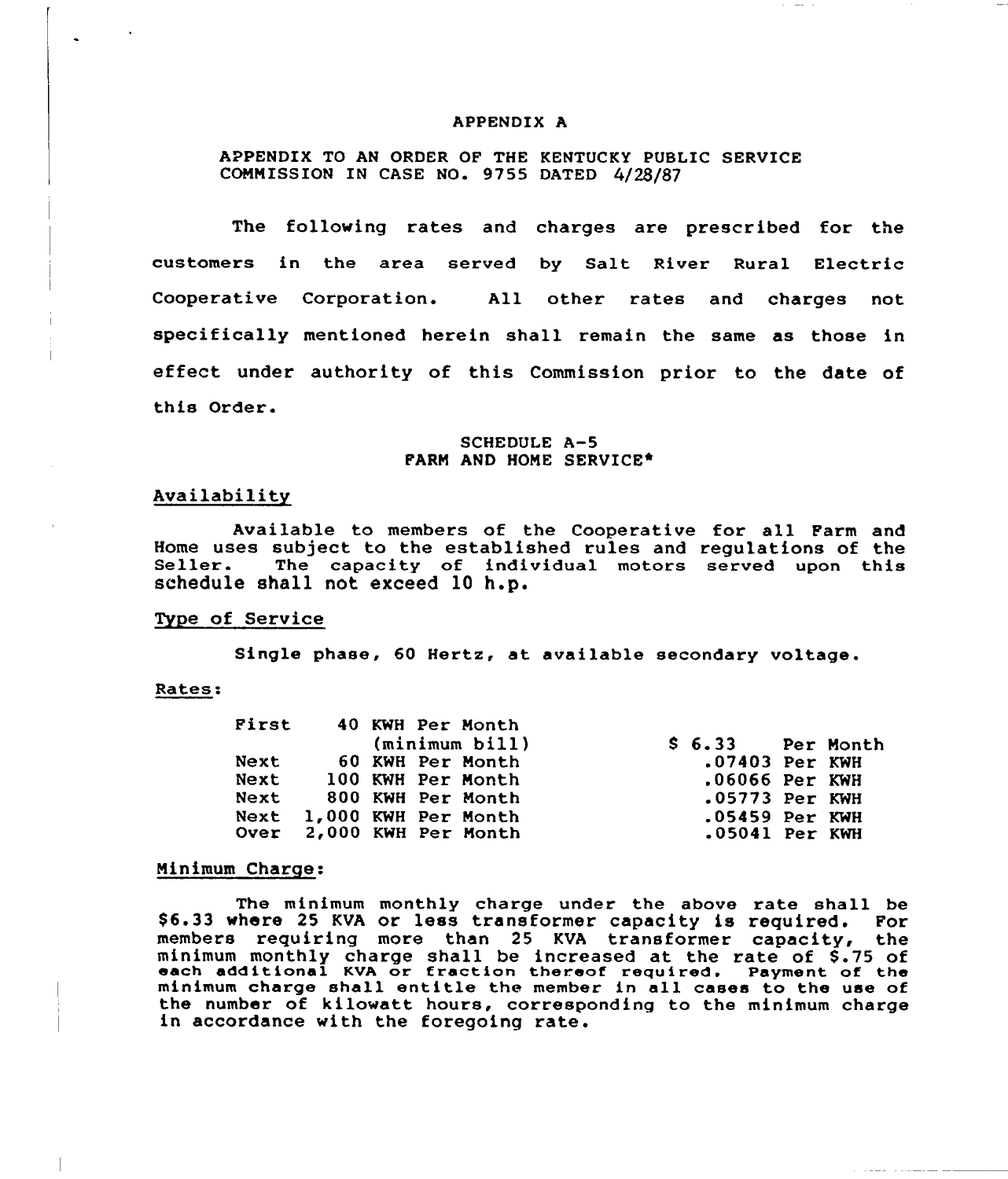# APPENDIX A

APPENDIX TO AN ORDER OF THE KENTUCKY PUBLIC SERVICE COMMISSION IN CASE NO. 9755 DATED 4/28/87

The following rates and charges are prescribed for the customers in the area served by Salt River Rural Electric Cooperative Corporation. All other rates and charges not specifically mentioned herein shall remain the same as those in effect under authority of this Commission prior to the date of this Order.

## SCHEDULE A-5
## FARM AND HOME SERVICE*

### Availability

Available to members of the Cooperative for all Farm and Home uses subject to the established rules and regulations of the Seller. The capacity of individual motors served upon this schedule shall not exceed 10 h.p.

### Type of Service

Single phase, 60 Hertz, at available secondary voltage.

### Rates:

| | | |
|---|---|---|
| First | 40 KWH Per Month (minimum bill) | $ 6.33 Per Month |
| Next | 60 KWH Per Month | .07403 Per KWH |
| Next | 100 KWH Per Month | .06066 Per KWH |
| Next | 800 KWH Per Month | .05773 Per KWH |
| Next | 1,000 KWH Per Month | .05459 Per KWH |
| Over | 2,000 KWH Per Month | .05041 Per KWH |

### Minimum Charge:

The minimum monthly charge under the above rate shall be $6.33 where 25 KVA or less transformer capacity is required. For members requiring more than 25 KVA transformer capacity, the minimum monthly charge shall be increased at the rate of $.75 of each additional KVA or fraction thereof required. Payment of the minimum charge shall entitle the member in all cases to the use of the number of kilowatt hours, corresponding to the minimum charge in accordance with the foregoing rate.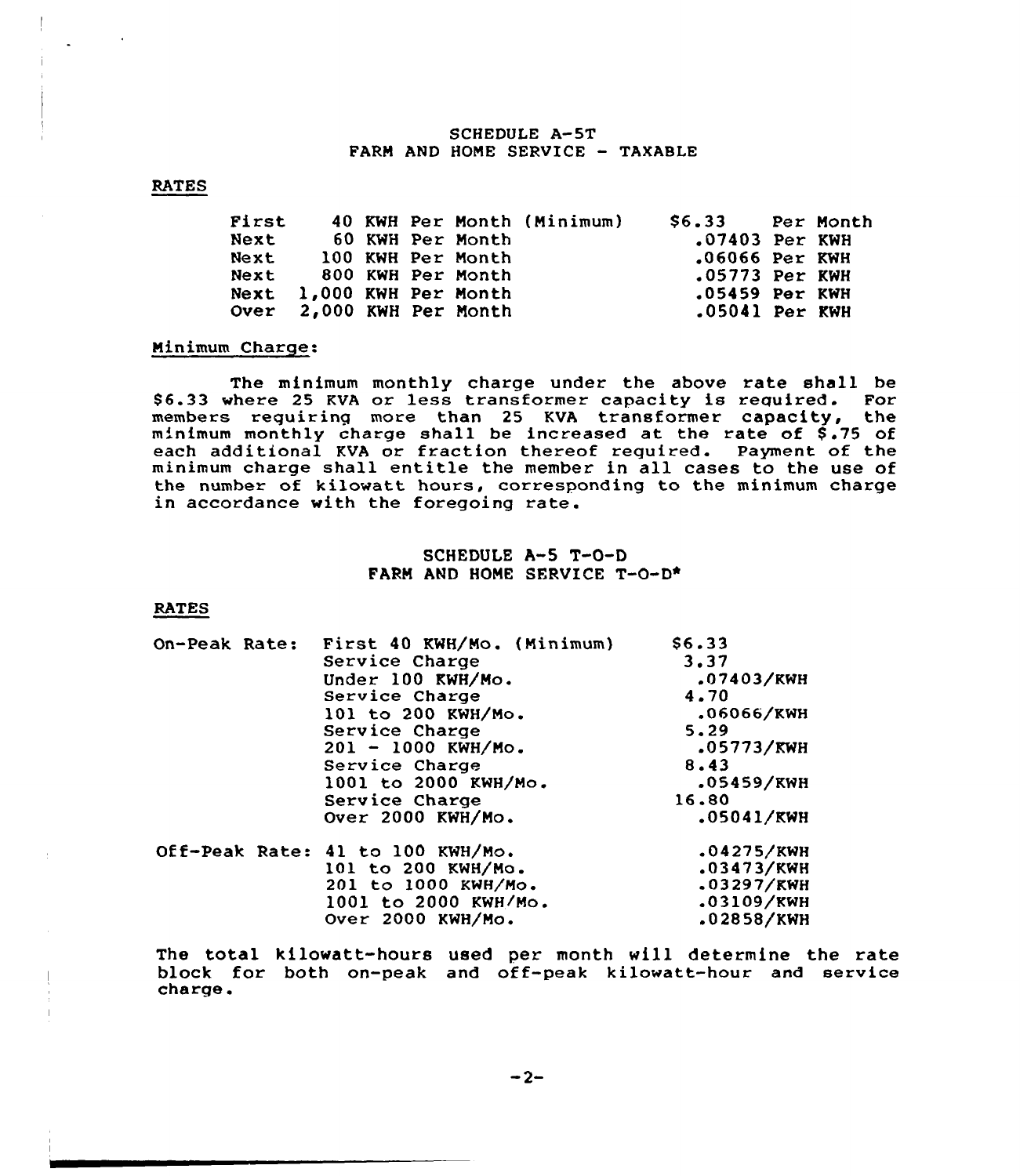## SCHEDULE A-5T
## FARM AND HOME SERVICE - TAXABLE

RATES

| | | |
|---|---|---|
| First 40 KWH Per Month (Minimum) | $6.33 | Per Month |
| Next 60 KWH Per Month | .07403 | Per KWH |
| Next 100 KWH Per Month | .06066 | Per KWH |
| Next 800 KWH Per Month | .05773 | Per KWH |
| Next 1,000 KWH Per Month | .05459 | Per KWH |
| Over 2,000 KWH Per Month | .05041 | Per KWH |

Minimum Charge:

The minimum monthly charge under the above rate shall be $6.33 where 25 KVA or less transformer capacity is required. For members requiring more than 25 KVA transformer capacity, the minimum monthly charge shall be increased at the rate of $.75 of each additional KVA or fraction thereof required. Payment of the minimum charge shall entitle the member in all cases to the use of the number of kilowatt hours, corresponding to the minimum charge in accordance with the foregoing rate.

## SCHEDULE A-5 T-O-D
## FARM AND HOME SERVICE T-O-D*

RATES

| | | |
|---|---|---|
| On-Peak Rate: | First 40 KWH/Mo. (Minimum) | $6.33 |
| | Service Charge | 3.37 |
| | Under 100 KWH/Mo. | .07403/KWH |
| | Service Charge | 4.70 |
| | 101 to 200 KWH/Mo. | .06066/KWH |
| | Service Charge | 5.29 |
| | 201 - 1000 KWH/Mo. | .05773/KWH |
| | Service Charge | 8.43 |
| | 1001 to 2000 KWH/Mo. | .05459/KWH |
| | Service Charge | 16.80 |
| | Over 2000 KWH/Mo. | .05041/KWH |
| Off-Peak Rate: | 41 to 100 KWH/Mo. | .04275/KWH |
| | 101 to 200 KWH/Mo. | .03473/KWH |
| | 201 to 1000 KWH/Mo. | .03297/KWH |
| | 1001 to 2000 KWH/Mo. | .03109/KWH |
| | Over 2000 KWH/Mo. | .02858/KWH |

The total kilowatt-hours used per month will determine the rate block for both on-peak and off-peak kilowatt-hour and service charge.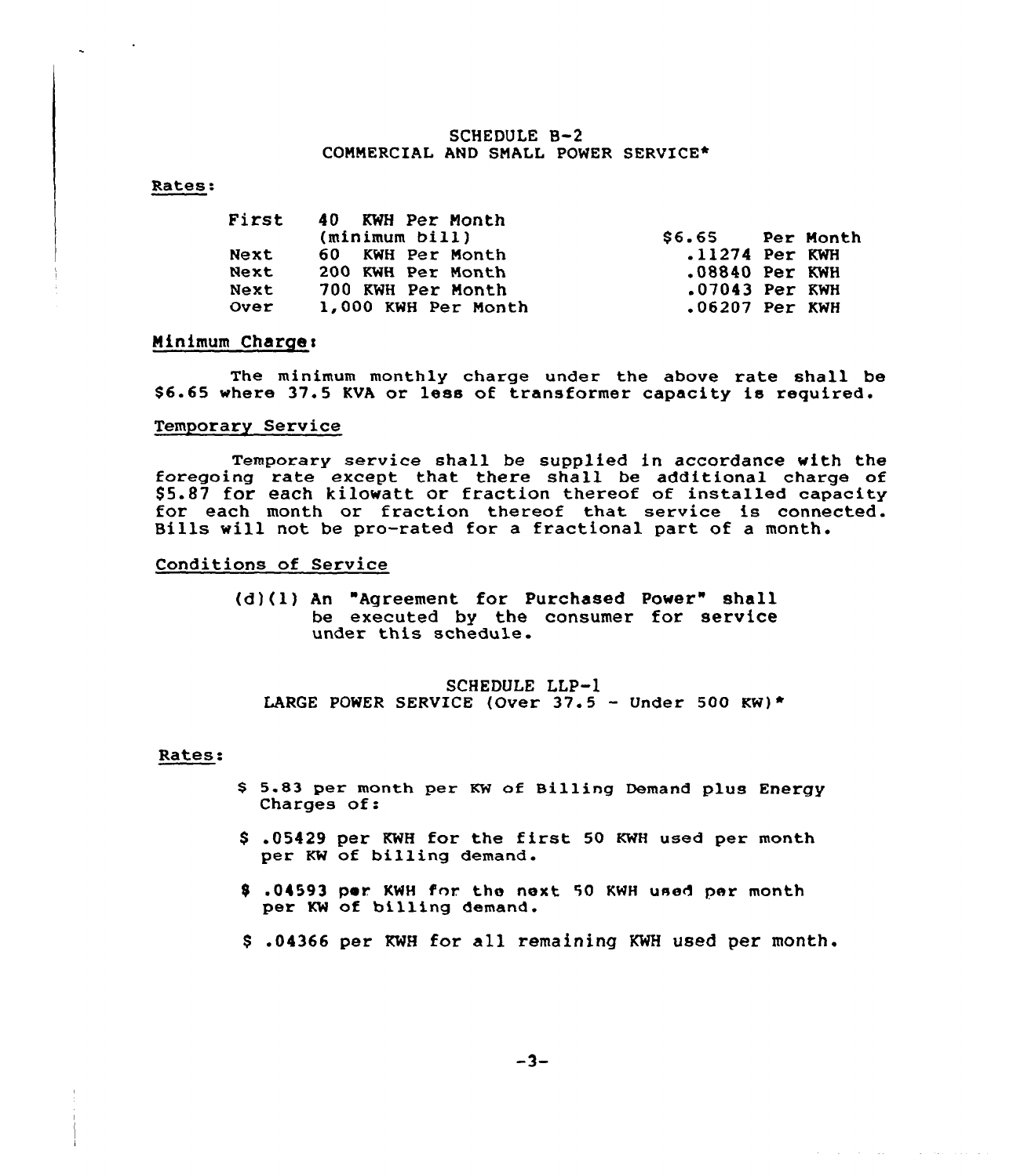## SCHEDULE B-2
## COMMERCIAL AND SMALL POWER SERVICE*

Rates:

| | | |
|---|---|---|
| First | 40 KWH Per Month (minimum bill) | $6.65 Per Month |
| Next | 60 KWH Per Month | .11274 Per KWH |
| Next | 200 KWH Per Month | .08840 Per KWH |
| Next | 700 KWH Per Month | .07043 Per KWH |
| Over | 1,000 KWH Per Month | .06207 Per KWH |

Minimum Charge:

The minimum monthly charge under the above rate shall be $6.65 where 37.5 KVA or less of transformer capacity is required.

Temporary Service

Temporary service shall be supplied in accordance with the foregoing rate except that there shall be additional charge of $5.87 for each kilowatt or fraction thereof of installed capacity for each month or fraction thereof that service is connected. Bills will not be pro-rated for a fractional part of a month.

Conditions of Service

(d)(1) An "Agreement for Purchased Power" shall be executed by the consumer for service under this schedule.

## SCHEDULE LLP-1
## LARGE POWER SERVICE (Over 37.5 - Under 500 KW)*

Rates:

$ 5.83 per month per KW of Billing Demand plus Energy Charges of:

$ .05429 per KWH for the first 50 KWH used per month per KW of billing demand.

$ .04593 per KWH for the next 50 KWH used per month per KW of billing demand.

$ .04366 per KWH for all remaining KWH used per month.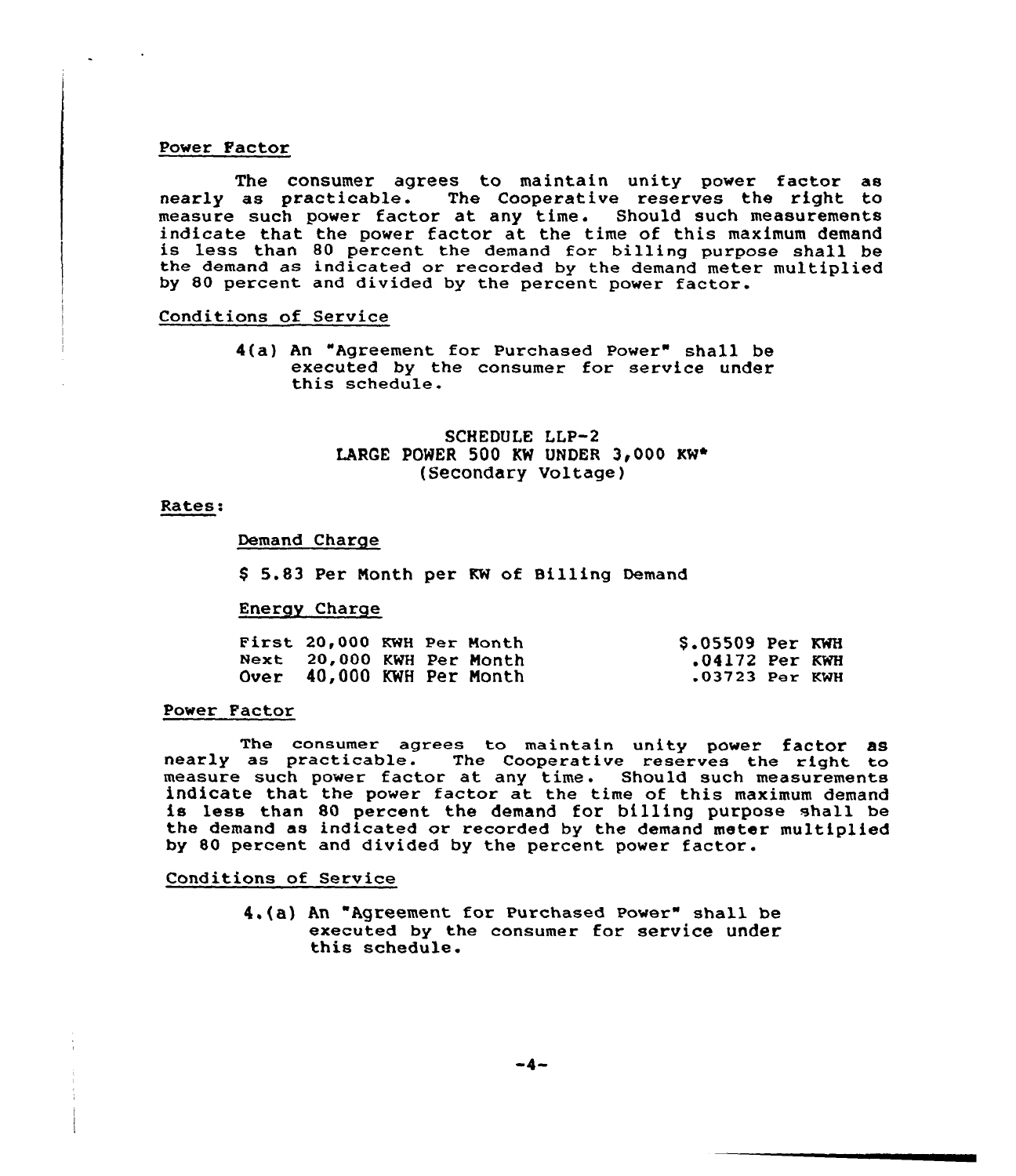Power Factor

The consumer agrees to maintain unity power factor as nearly as practicable. The Cooperative reserves the right to measure such power factor at any time. Should such measurements indicate that the power factor at the time of this maximum demand is less than 80 percent the demand for billing purpose shall be the demand as indicated or recorded by the demand meter multiplied by 80 percent and divided by the percent power factor.

Conditions of Service

4(a) An "Agreement for Purchased Power" shall be executed by the consumer for service under this schedule.

SCHEDULE LLP-2
LARGE POWER 500 KW UNDER 3,000 KW*
(Secondary Voltage)

Rates:

Demand Charge

$ 5.83 Per Month per KW of Billing Demand

Energy Charge

| | |
|---|---|
| First 20,000 KWH Per Month | $.05509 Per KWH |
| Next 20,000 KWH Per Month | .04172 Per KWH |
| Over 40,000 KWH Per Month | .03723 Per KWH |

Power Factor

The consumer agrees to maintain unity power factor as nearly as practicable. The Cooperative reserves the right to measure such power factor at any time. Should such measurements indicate that the power factor at the time of this maximum demand is less than 80 percent the demand for billing purpose shall be the demand as indicated or recorded by the demand meter multiplied by 80 percent and divided by the percent power factor.

Conditions of Service

4.(a) An "Agreement for Purchased Power" shall be executed by the consumer for service under this schedule.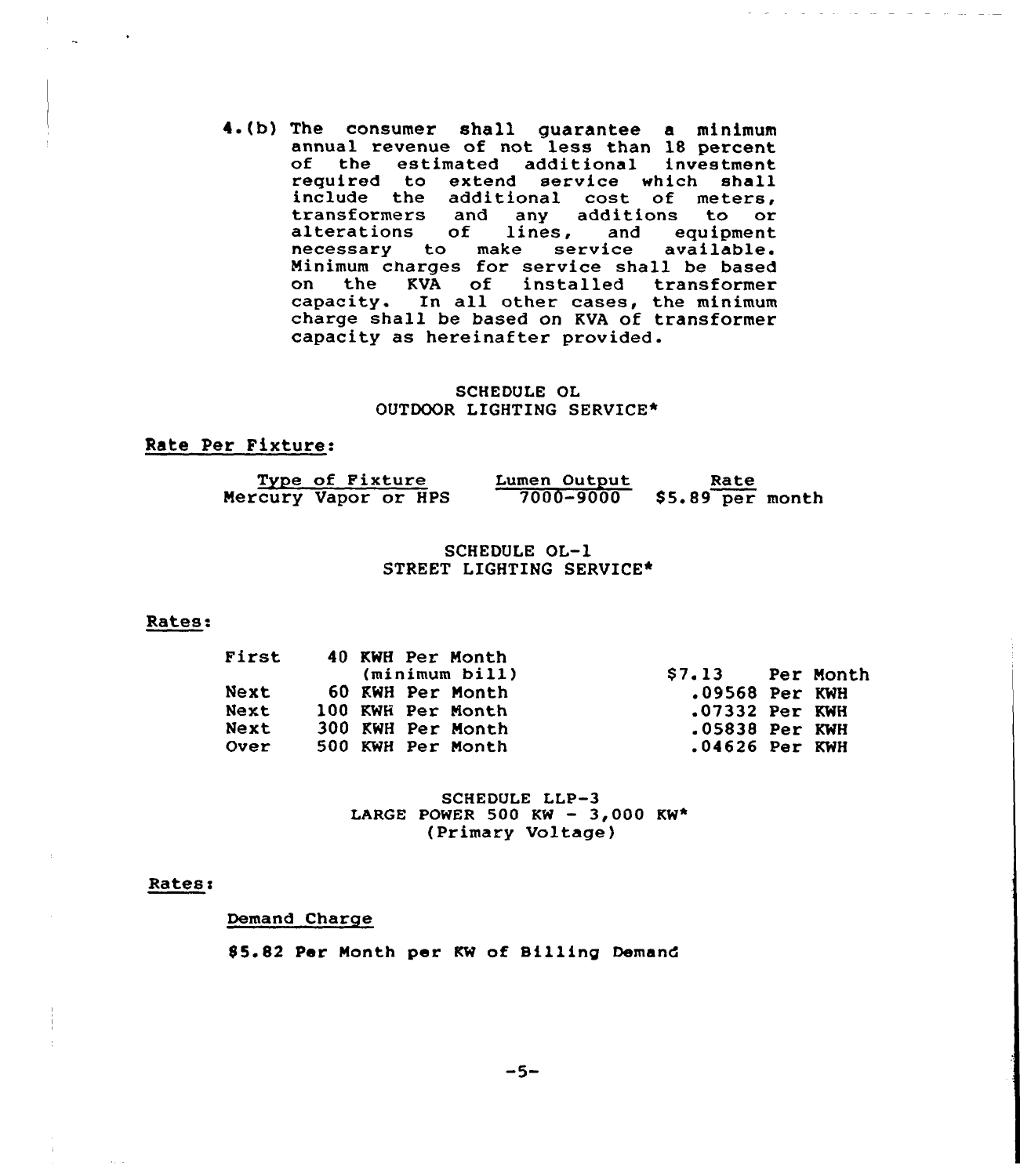4.(b) The consumer shall guarantee a minimum annual revenue of not less than 18 percent of the estimated additional investment required to extend service which shall include the additional cost of meters, transformers and any additions to or alterations of lines, and equipment necessary to make service available. Minimum charges for service shall be based on the KVA of installed transformer capacity. In all other cases, the minimum charge shall be based on KVA of transformer capacity as hereinafter provided.

## SCHEDULE OL
## OUTDOOR LIGHTING SERVICE*

Rate Per Fixture:

| Type of Fixture | Lumen Output | Rate |
|---|---|---|
| Mercury Vapor or HPS | 7000-9000 | $5.89 per month |

## SCHEDULE OL-1
## STREET LIGHTING SERVICE*

Rates:

| | | | |
|---|---|---|---|
| First | 40 KWH Per Month (minimum bill) | $7.13 | Per Month |
| Next | 60 KWH Per Month | .09568 | Per KWH |
| Next | 100 KWH Per Month | .07332 | Per KWH |
| Next | 300 KWH Per Month | .05838 | Per KWH |
| Over | 500 KWH Per Month | .04626 | Per KWH |

## SCHEDULE LLP-3
## LARGE POWER 500 KW - 3,000 KW*
## (Primary Voltage)

Rates:

Demand Charge

$5.82 Per Month per KW of Billing Demand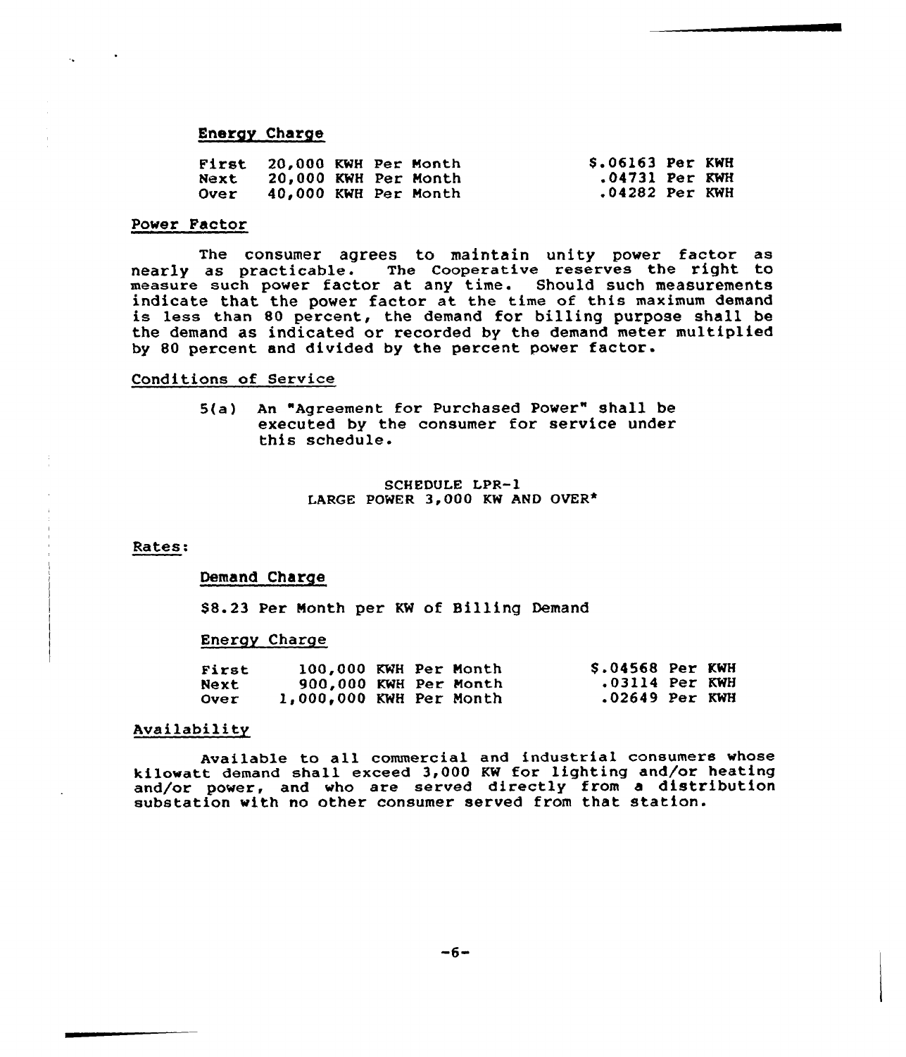### Energy Charge

| | | |
|---|---|---|
| First | 20,000 KWH Per Month | $.06163 Per KWH |
| Next | 20,000 KWH Per Month | .04731 Per KWH |
| Over | 40,000 KWH Per Month | .04282 Per KWH |

## Power Factor

The consumer agrees to maintain unity power factor as nearly as practicable. The Cooperative reserves the right to measure such power factor at any time. Should such measurements indicate that the power factor at the time of this maximum demand is less than 80 percent, the demand for billing purpose shall be the demand as indicated or recorded by the demand meter multiplied by 80 percent and divided by the percent power factor.

## Conditions of Service

5(a) An "Agreement for Purchased Power" shall be executed by the consumer for service under this schedule.

## SCHEDULE LPR-1
## LARGE POWER 3,000 KW AND OVER*

## Rates:

### Demand Charge

$8.23 Per Month per KW of Billing Demand

### Energy Charge

| | | |
|---|---|---|
| First | 100,000 KWH Per Month | $.04568 Per KWH |
| Next | 900,000 KWH Per Month | .03114 Per KWH |
| Over | 1,000,000 KWH Per Month | .02649 Per KWH |

## Availability

Available to all commercial and industrial consumers whose kilowatt demand shall exceed 3,000 KW for lighting and/or heating and/or power, and who are served directly from a distribution substation with no other consumer served from that station.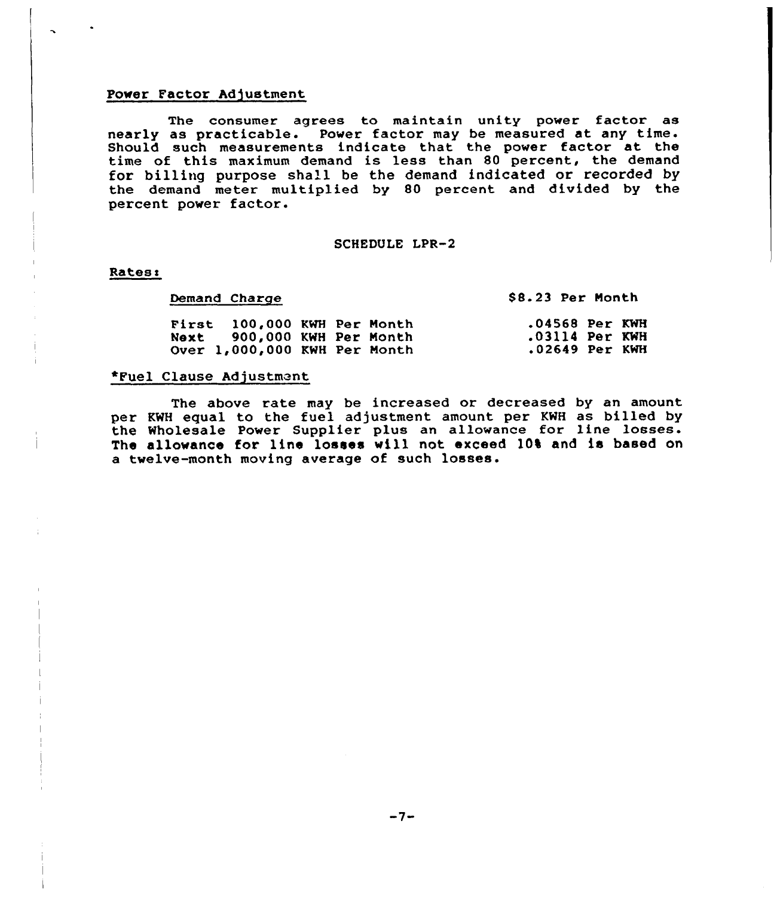## Power Factor Adjustment

The consumer agrees to maintain unity power factor as nearly as practicable. Power factor may be measured at any time. Should such measurements indicate that the power factor at the time of this maximum demand is less than 80 percent, the demand for billing purpose shall be the demand indicated or recorded by the demand meter multiplied by 80 percent and divided by the percent power factor.

## SCHEDULE LPR-2

**Rates:**

| | |
|---|---|
| Demand Charge | $8.23 Per Month |
| First 100,000 KWH Per Month | .04568 Per KWH |
| Next 900,000 KWH Per Month | .03114 Per KWH |
| Over 1,000,000 KWH Per Month | .02649 Per KWH |

## *Fuel Clause Adjustment

The above rate may be increased or decreased by an amount per KWH equal to the fuel adjustment amount per KWH as billed by the Wholesale Power Supplier plus an allowance for line losses. **The allowance for line losses will not exceed 10% and is based on** a twelve-month moving average of such losses.